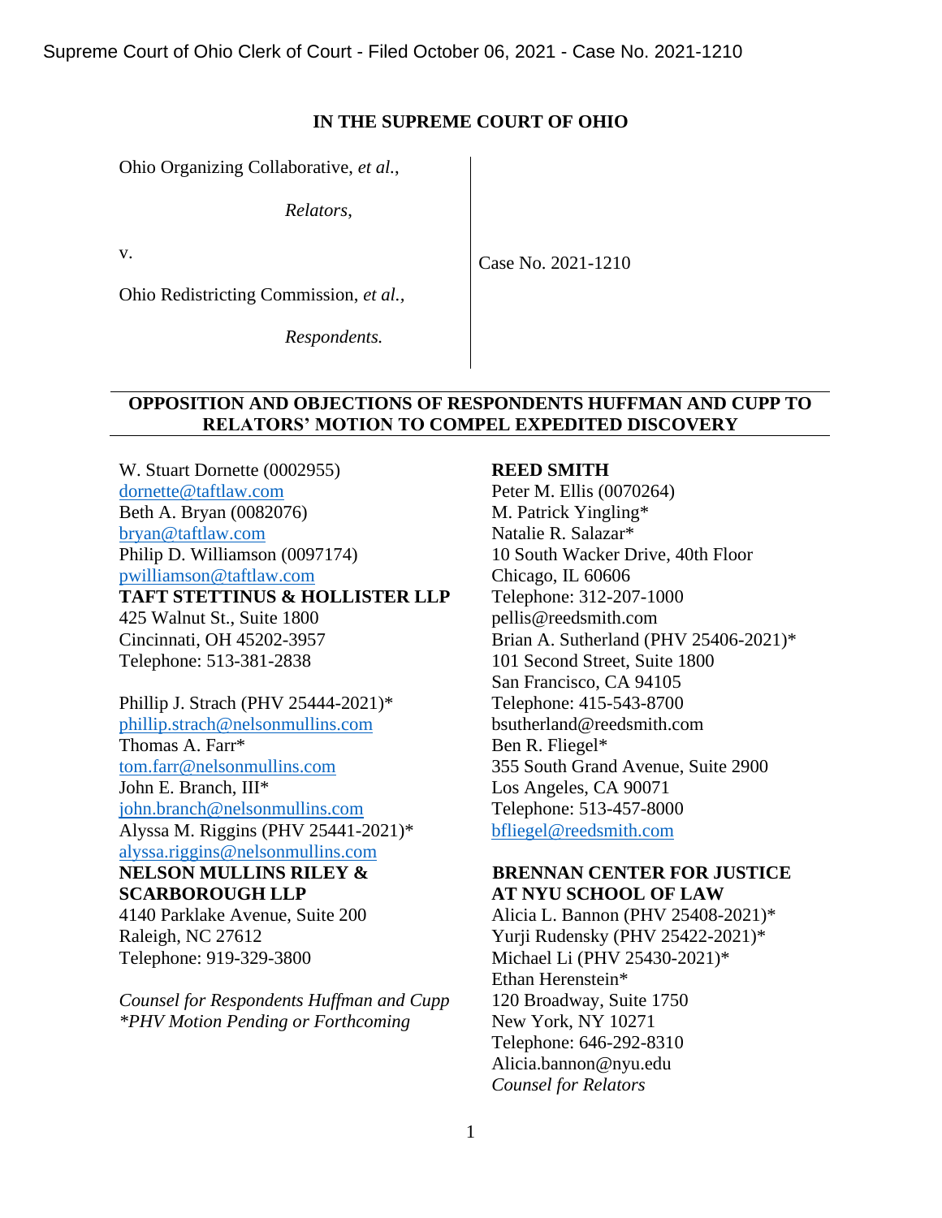Supreme Court of Ohio Clerk of Court - Filed October 06, 2021 - Case No. 2021-1210

**IN THE SUPREME COURT OF OHIO**

Ohio Organizing Collaborative, *et al.*,

*Relators*,

v.

Ohio Redistricting Commission, *et al.*,

*Respondents.*

Case No. 2021-1210

---

**OPPOSITION AND OBJECTIONS OF RESPONDENTS HUFFMAN AND CUPP TO RELATORS' MOTION TO COMPEL EXPEDITED DISCOVERY**

---

W. Stuart Dornette (0002955)
dornette@taftlaw.com
Beth A. Bryan (0082076)
bryan@taftlaw.com
Philip D. Williamson (0097174)
pwilliamson@taftlaw.com
**TAFT STETTINUS & HOLLISTER LLP**
425 Walnut St., Suite 1800
Cincinnati, OH 45202-3957
Telephone: 513-381-2838

Phillip J. Strach (PHV 25444-2021)*
phillip.strach@nelsonmullins.com
Thomas A. Farr*
tom.farr@nelsonmullins.com
John E. Branch, III*
john.branch@nelsonmullins.com
Alyssa M. Riggins (PHV 25441-2021)*
alyssa.riggins@nelsonmullins.com
**NELSON MULLINS RILEY & SCARBOROUGH LLP**
4140 Parklake Avenue, Suite 200
Raleigh, NC 27612
Telephone: 919-329-3800

*Counsel for Respondents Huffman and Cupp*
*\*PHV Motion Pending or Forthcoming*

**REED SMITH**
Peter M. Ellis (0070264)
M. Patrick Yingling*
Natalie R. Salazar*
10 South Wacker Drive, 40th Floor
Chicago, IL 60606
Telephone: 312-207-1000
pellis@reedsmith.com
Brian A. Sutherland (PHV 25406-2021)*
101 Second Street, Suite 1800
San Francisco, CA 94105
Telephone: 415-543-8700
bsutherland@reedsmith.com
Ben R. Fliegel*
355 South Grand Avenue, Suite 2900
Los Angeles, CA 90071
Telephone: 513-457-8000
bfliegel@reedsmith.com

**BRENNAN CENTER FOR JUSTICE AT NYU SCHOOL OF LAW**
Alicia L. Bannon (PHV 25408-2021)*
Yurji Rudensky (PHV 25422-2021)*
Michael Li (PHV 25430-2021)*
Ethan Herenstein*
120 Broadway, Suite 1750
New York, NY 10271
Telephone: 646-292-8310
Alicia.bannon@nyu.edu
*Counsel for Relators*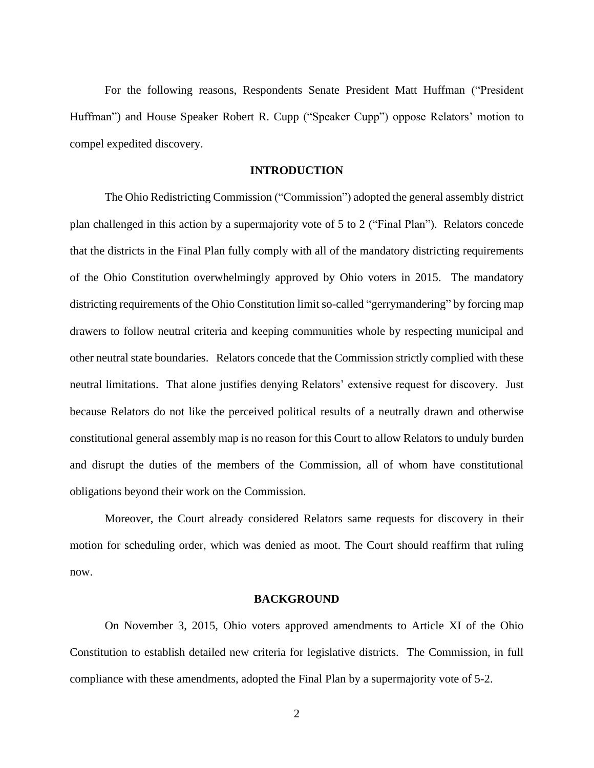For the following reasons, Respondents Senate President Matt Huffman ("President Huffman") and House Speaker Robert R. Cupp ("Speaker Cupp") oppose Relators' motion to compel expedited discovery.

## INTRODUCTION

The Ohio Redistricting Commission ("Commission") adopted the general assembly district plan challenged in this action by a supermajority vote of 5 to 2 ("Final Plan"). Relators concede that the districts in the Final Plan fully comply with all of the mandatory districting requirements of the Ohio Constitution overwhelmingly approved by Ohio voters in 2015. The mandatory districting requirements of the Ohio Constitution limit so-called "gerrymandering" by forcing map drawers to follow neutral criteria and keeping communities whole by respecting municipal and other neutral state boundaries. Relators concede that the Commission strictly complied with these neutral limitations. That alone justifies denying Relators' extensive request for discovery. Just because Relators do not like the perceived political results of a neutrally drawn and otherwise constitutional general assembly map is no reason for this Court to allow Relators to unduly burden and disrupt the duties of the members of the Commission, all of whom have constitutional obligations beyond their work on the Commission.

Moreover, the Court already considered Relators same requests for discovery in their motion for scheduling order, which was denied as moot. The Court should reaffirm that ruling now.

## BACKGROUND

On November 3, 2015, Ohio voters approved amendments to Article XI of the Ohio Constitution to establish detailed new criteria for legislative districts. The Commission, in full compliance with these amendments, adopted the Final Plan by a supermajority vote of 5-2.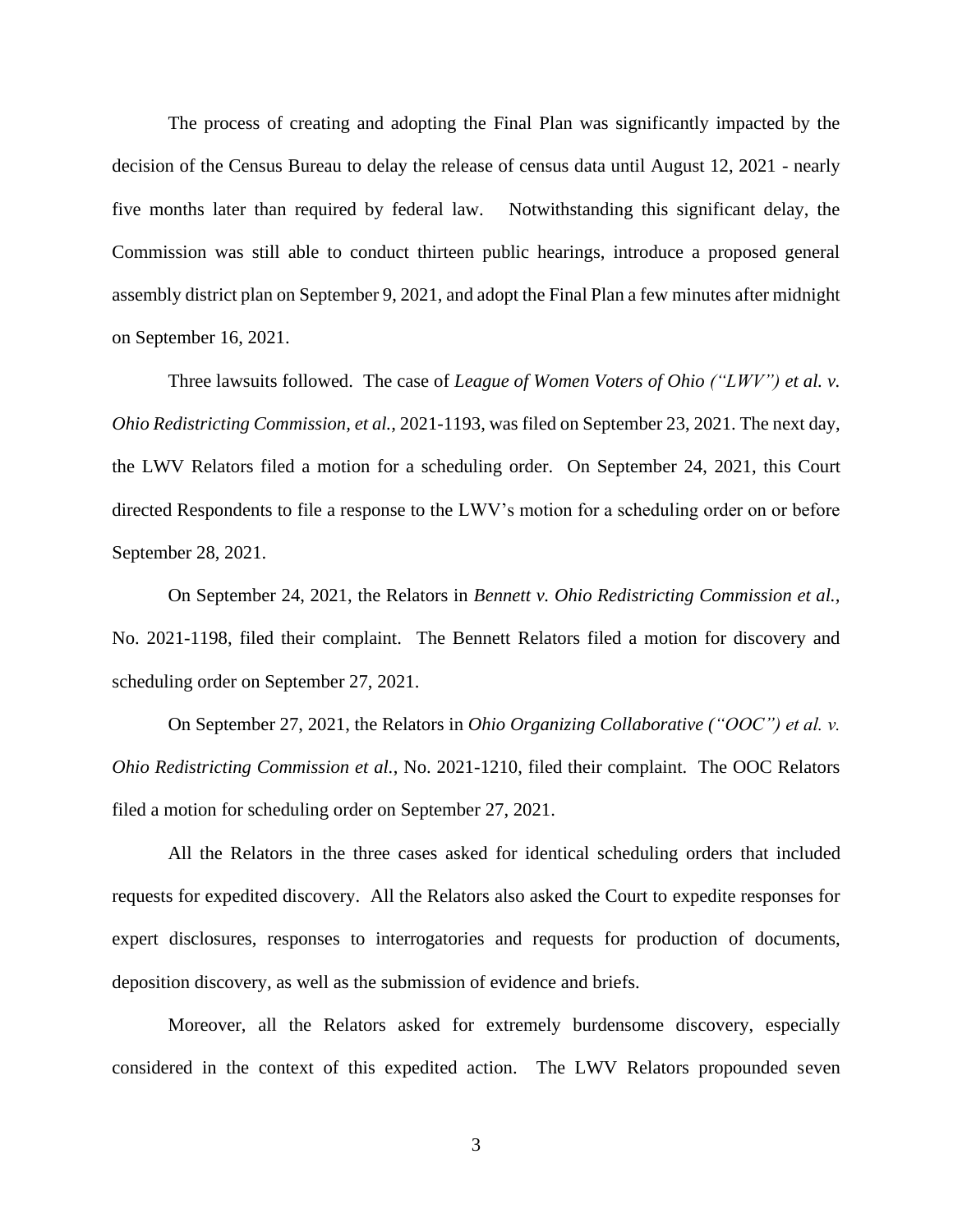The process of creating and adopting the Final Plan was significantly impacted by the decision of the Census Bureau to delay the release of census data until August 12, 2021 - nearly five months later than required by federal law. Notwithstanding this significant delay, the Commission was still able to conduct thirteen public hearings, introduce a proposed general assembly district plan on September 9, 2021, and adopt the Final Plan a few minutes after midnight on September 16, 2021.

Three lawsuits followed. The case of *League of Women Voters of Ohio ("LWV") et al. v. Ohio Redistricting Commission, et al.*, 2021-1193, was filed on September 23, 2021. The next day, the LWV Relators filed a motion for a scheduling order. On September 24, 2021, this Court directed Respondents to file a response to the LWV's motion for a scheduling order on or before September 28, 2021.

On September 24, 2021, the Relators in *Bennett v. Ohio Redistricting Commission et al.*, No. 2021-1198, filed their complaint. The Bennett Relators filed a motion for discovery and scheduling order on September 27, 2021.

On September 27, 2021, the Relators in *Ohio Organizing Collaborative ("OOC") et al. v. Ohio Redistricting Commission et al.*, No. 2021-1210, filed their complaint. The OOC Relators filed a motion for scheduling order on September 27, 2021.

All the Relators in the three cases asked for identical scheduling orders that included requests for expedited discovery. All the Relators also asked the Court to expedite responses for expert disclosures, responses to interrogatories and requests for production of documents, deposition discovery, as well as the submission of evidence and briefs.

Moreover, all the Relators asked for extremely burdensome discovery, especially considered in the context of this expedited action. The LWV Relators propounded seven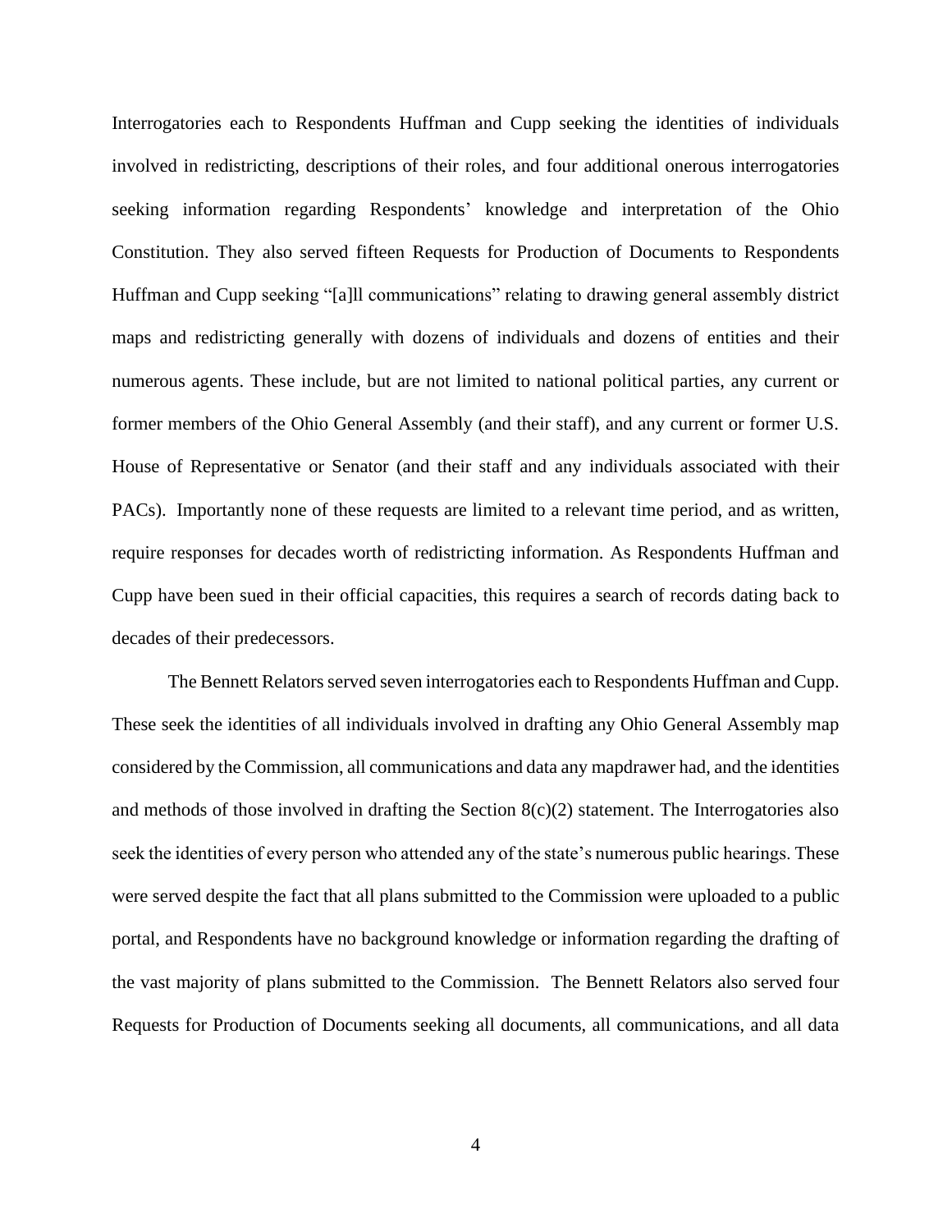Interrogatories each to Respondents Huffman and Cupp seeking the identities of individuals involved in redistricting, descriptions of their roles, and four additional onerous interrogatories seeking information regarding Respondents' knowledge and interpretation of the Ohio Constitution. They also served fifteen Requests for Production of Documents to Respondents Huffman and Cupp seeking "[a]ll communications" relating to drawing general assembly district maps and redistricting generally with dozens of individuals and dozens of entities and their numerous agents. These include, but are not limited to national political parties, any current or former members of the Ohio General Assembly (and their staff), and any current or former U.S. House of Representative or Senator (and their staff and any individuals associated with their PACs). Importantly none of these requests are limited to a relevant time period, and as written, require responses for decades worth of redistricting information. As Respondents Huffman and Cupp have been sued in their official capacities, this requires a search of records dating back to decades of their predecessors.

The Bennett Relators served seven interrogatories each to Respondents Huffman and Cupp. These seek the identities of all individuals involved in drafting any Ohio General Assembly map considered by the Commission, all communications and data any mapdrawer had, and the identities and methods of those involved in drafting the Section 8(c)(2) statement. The Interrogatories also seek the identities of every person who attended any of the state's numerous public hearings. These were served despite the fact that all plans submitted to the Commission were uploaded to a public portal, and Respondents have no background knowledge or information regarding the drafting of the vast majority of plans submitted to the Commission. The Bennett Relators also served four Requests for Production of Documents seeking all documents, all communications, and all data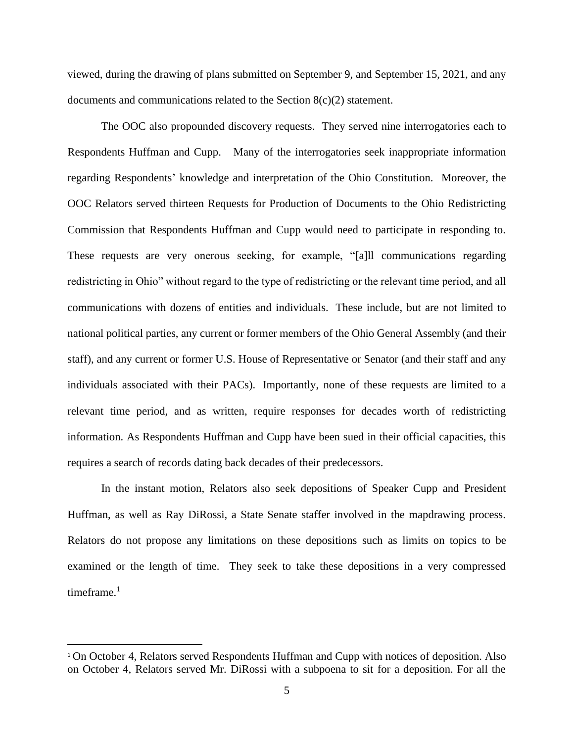viewed, during the drawing of plans submitted on September 9, and September 15, 2021, and any documents and communications related to the Section 8(c)(2) statement.

The OOC also propounded discovery requests. They served nine interrogatories each to Respondents Huffman and Cupp. Many of the interrogatories seek inappropriate information regarding Respondents' knowledge and interpretation of the Ohio Constitution. Moreover, the OOC Relators served thirteen Requests for Production of Documents to the Ohio Redistricting Commission that Respondents Huffman and Cupp would need to participate in responding to. These requests are very onerous seeking, for example, "[a]ll communications regarding redistricting in Ohio" without regard to the type of redistricting or the relevant time period, and all communications with dozens of entities and individuals. These include, but are not limited to national political parties, any current or former members of the Ohio General Assembly (and their staff), and any current or former U.S. House of Representative or Senator (and their staff and any individuals associated with their PACs). Importantly, none of these requests are limited to a relevant time period, and as written, require responses for decades worth of redistricting information. As Respondents Huffman and Cupp have been sued in their official capacities, this requires a search of records dating back decades of their predecessors.

In the instant motion, Relators also seek depositions of Speaker Cupp and President Huffman, as well as Ray DiRossi, a State Senate staffer involved in the mapdrawing process. Relators do not propose any limitations on these depositions such as limits on topics to be examined or the length of time. They seek to take these depositions in a very compressed timeframe.[1]

[1] On October 4, Relators served Respondents Huffman and Cupp with notices of deposition. Also on October 4, Relators served Mr. DiRossi with a subpoena to sit for a deposition. For all the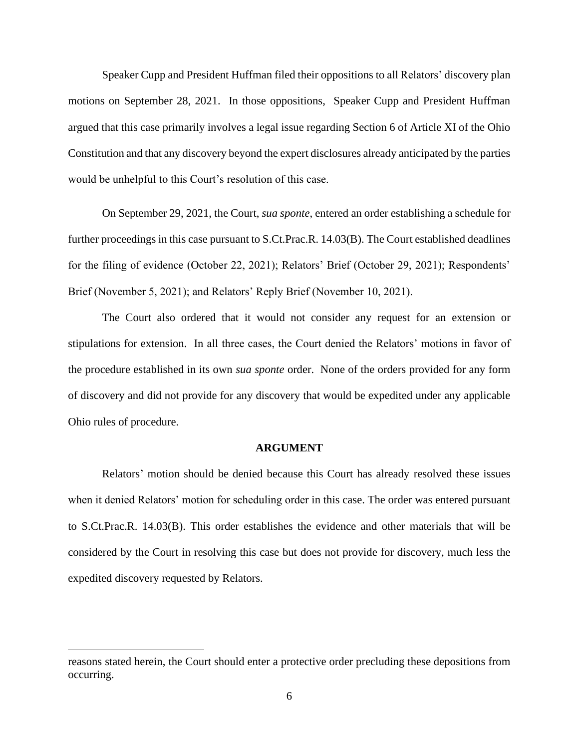Speaker Cupp and President Huffman filed their oppositions to all Relators' discovery plan motions on September 28, 2021. In those oppositions, Speaker Cupp and President Huffman argued that this case primarily involves a legal issue regarding Section 6 of Article XI of the Ohio Constitution and that any discovery beyond the expert disclosures already anticipated by the parties would be unhelpful to this Court's resolution of this case.

On September 29, 2021, the Court, *sua sponte*, entered an order establishing a schedule for further proceedings in this case pursuant to S.Ct.Prac.R. 14.03(B). The Court established deadlines for the filing of evidence (October 22, 2021); Relators' Brief (October 29, 2021); Respondents' Brief (November 5, 2021); and Relators' Reply Brief (November 10, 2021).

The Court also ordered that it would not consider any request for an extension or stipulations for extension. In all three cases, the Court denied the Relators' motions in favor of the procedure established in its own *sua sponte* order. None of the orders provided for any form of discovery and did not provide for any discovery that would be expedited under any applicable Ohio rules of procedure.

## ARGUMENT

Relators' motion should be denied because this Court has already resolved these issues when it denied Relators' motion for scheduling order in this case. The order was entered pursuant to S.Ct.Prac.R. 14.03(B). This order establishes the evidence and other materials that will be considered by the Court in resolving this case but does not provide for discovery, much less the expedited discovery requested by Relators.

---

reasons stated herein, the Court should enter a protective order precluding these depositions from occurring.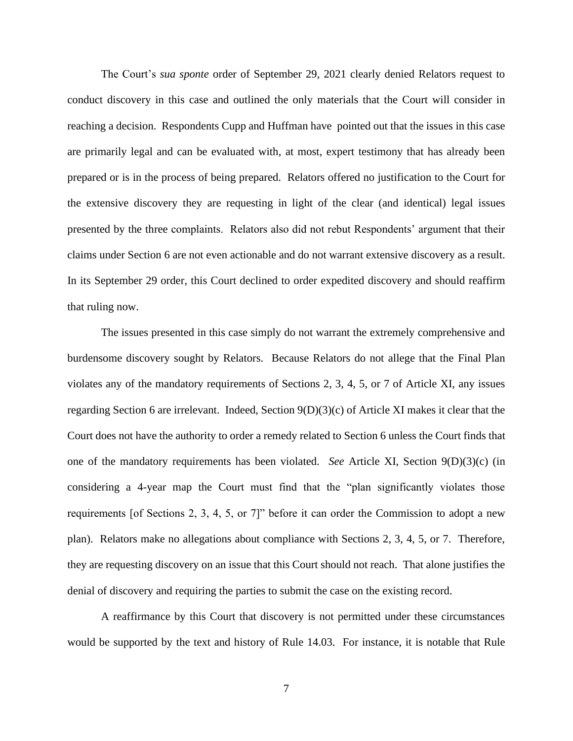The Court's *sua sponte* order of September 29, 2021 clearly denied Relators request to conduct discovery in this case and outlined the only materials that the Court will consider in reaching a decision. Respondents Cupp and Huffman have pointed out that the issues in this case are primarily legal and can be evaluated with, at most, expert testimony that has already been prepared or is in the process of being prepared. Relators offered no justification to the Court for the extensive discovery they are requesting in light of the clear (and identical) legal issues presented by the three complaints. Relators also did not rebut Respondents' argument that their claims under Section 6 are not even actionable and do not warrant extensive discovery as a result. In its September 29 order, this Court declined to order expedited discovery and should reaffirm that ruling now.

The issues presented in this case simply do not warrant the extremely comprehensive and burdensome discovery sought by Relators. Because Relators do not allege that the Final Plan violates any of the mandatory requirements of Sections 2, 3, 4, 5, or 7 of Article XI, any issues regarding Section 6 are irrelevant. Indeed, Section 9(D)(3)(c) of Article XI makes it clear that the Court does not have the authority to order a remedy related to Section 6 unless the Court finds that one of the mandatory requirements has been violated. *See* Article XI, Section 9(D)(3)(c) (in considering a 4-year map the Court must find that the "plan significantly violates those requirements [of Sections 2, 3, 4, 5, or 7]" before it can order the Commission to adopt a new plan). Relators make no allegations about compliance with Sections 2, 3, 4, 5, or 7. Therefore, they are requesting discovery on an issue that this Court should not reach. That alone justifies the denial of discovery and requiring the parties to submit the case on the existing record.

A reaffirmance by this Court that discovery is not permitted under these circumstances would be supported by the text and history of Rule 14.03. For instance, it is notable that Rule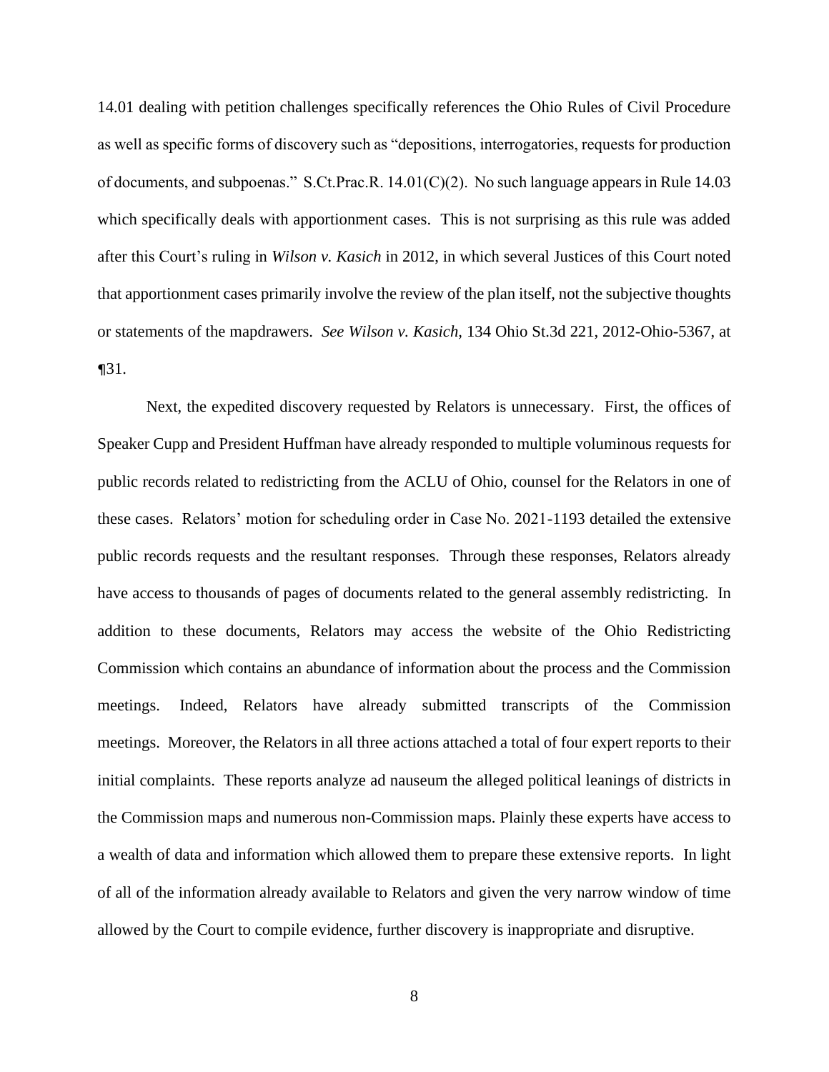14.01 dealing with petition challenges specifically references the Ohio Rules of Civil Procedure as well as specific forms of discovery such as "depositions, interrogatories, requests for production of documents, and subpoenas." S.Ct.Prac.R. 14.01(C)(2). No such language appears in Rule 14.03 which specifically deals with apportionment cases. This is not surprising as this rule was added after this Court's ruling in *Wilson v. Kasich* in 2012, in which several Justices of this Court noted that apportionment cases primarily involve the review of the plan itself, not the subjective thoughts or statements of the mapdrawers. *See Wilson v. Kasich,* 134 Ohio St.3d 221, 2012-Ohio-5367, at ¶31.

Next, the expedited discovery requested by Relators is unnecessary. First, the offices of Speaker Cupp and President Huffman have already responded to multiple voluminous requests for public records related to redistricting from the ACLU of Ohio, counsel for the Relators in one of these cases. Relators' motion for scheduling order in Case No. 2021-1193 detailed the extensive public records requests and the resultant responses. Through these responses, Relators already have access to thousands of pages of documents related to the general assembly redistricting. In addition to these documents, Relators may access the website of the Ohio Redistricting Commission which contains an abundance of information about the process and the Commission meetings. Indeed, Relators have already submitted transcripts of the Commission meetings. Moreover, the Relators in all three actions attached a total of four expert reports to their initial complaints. These reports analyze ad nauseum the alleged political leanings of districts in the Commission maps and numerous non-Commission maps. Plainly these experts have access to a wealth of data and information which allowed them to prepare these extensive reports. In light of all of the information already available to Relators and given the very narrow window of time allowed by the Court to compile evidence, further discovery is inappropriate and disruptive.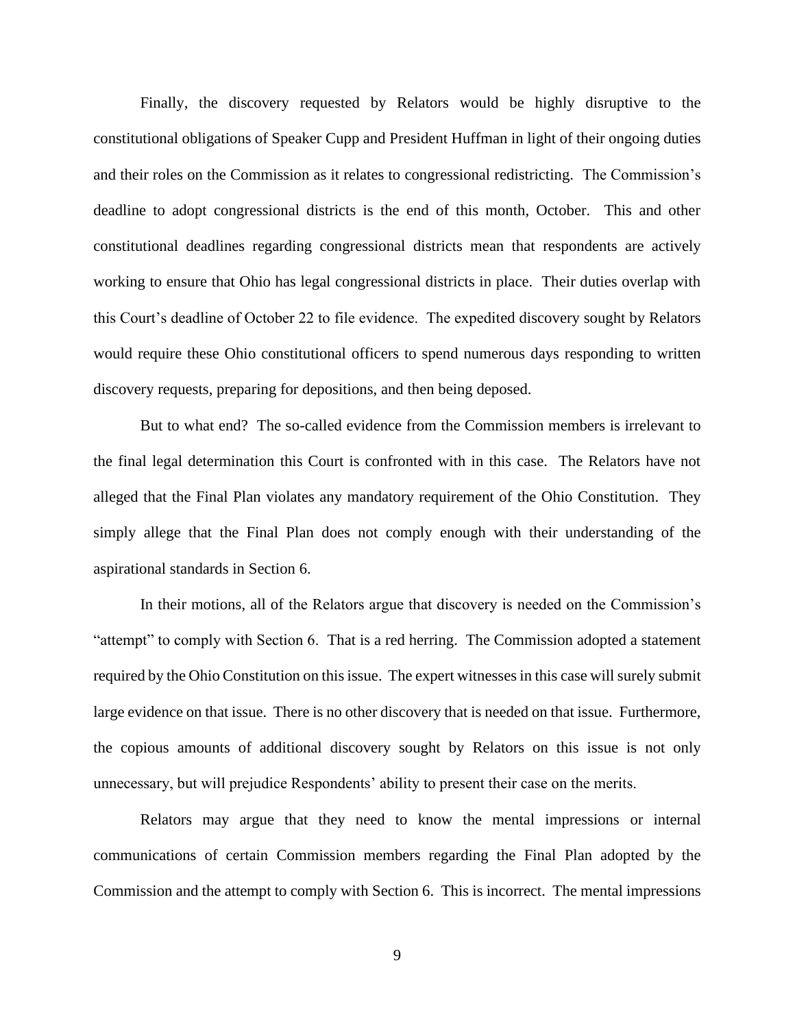Finally, the discovery requested by Relators would be highly disruptive to the constitutional obligations of Speaker Cupp and President Huffman in light of their ongoing duties and their roles on the Commission as it relates to congressional redistricting. The Commission's deadline to adopt congressional districts is the end of this month, October. This and other constitutional deadlines regarding congressional districts mean that respondents are actively working to ensure that Ohio has legal congressional districts in place. Their duties overlap with this Court's deadline of October 22 to file evidence. The expedited discovery sought by Relators would require these Ohio constitutional officers to spend numerous days responding to written discovery requests, preparing for depositions, and then being deposed.

But to what end? The so-called evidence from the Commission members is irrelevant to the final legal determination this Court is confronted with in this case. The Relators have not alleged that the Final Plan violates any mandatory requirement of the Ohio Constitution. They simply allege that the Final Plan does not comply enough with their understanding of the aspirational standards in Section 6.

In their motions, all of the Relators argue that discovery is needed on the Commission's "attempt" to comply with Section 6. That is a red herring. The Commission adopted a statement required by the Ohio Constitution on this issue. The expert witnesses in this case will surely submit large evidence on that issue. There is no other discovery that is needed on that issue. Furthermore, the copious amounts of additional discovery sought by Relators on this issue is not only unnecessary, but will prejudice Respondents' ability to present their case on the merits.

Relators may argue that they need to know the mental impressions or internal communications of certain Commission members regarding the Final Plan adopted by the Commission and the attempt to comply with Section 6. This is incorrect. The mental impressions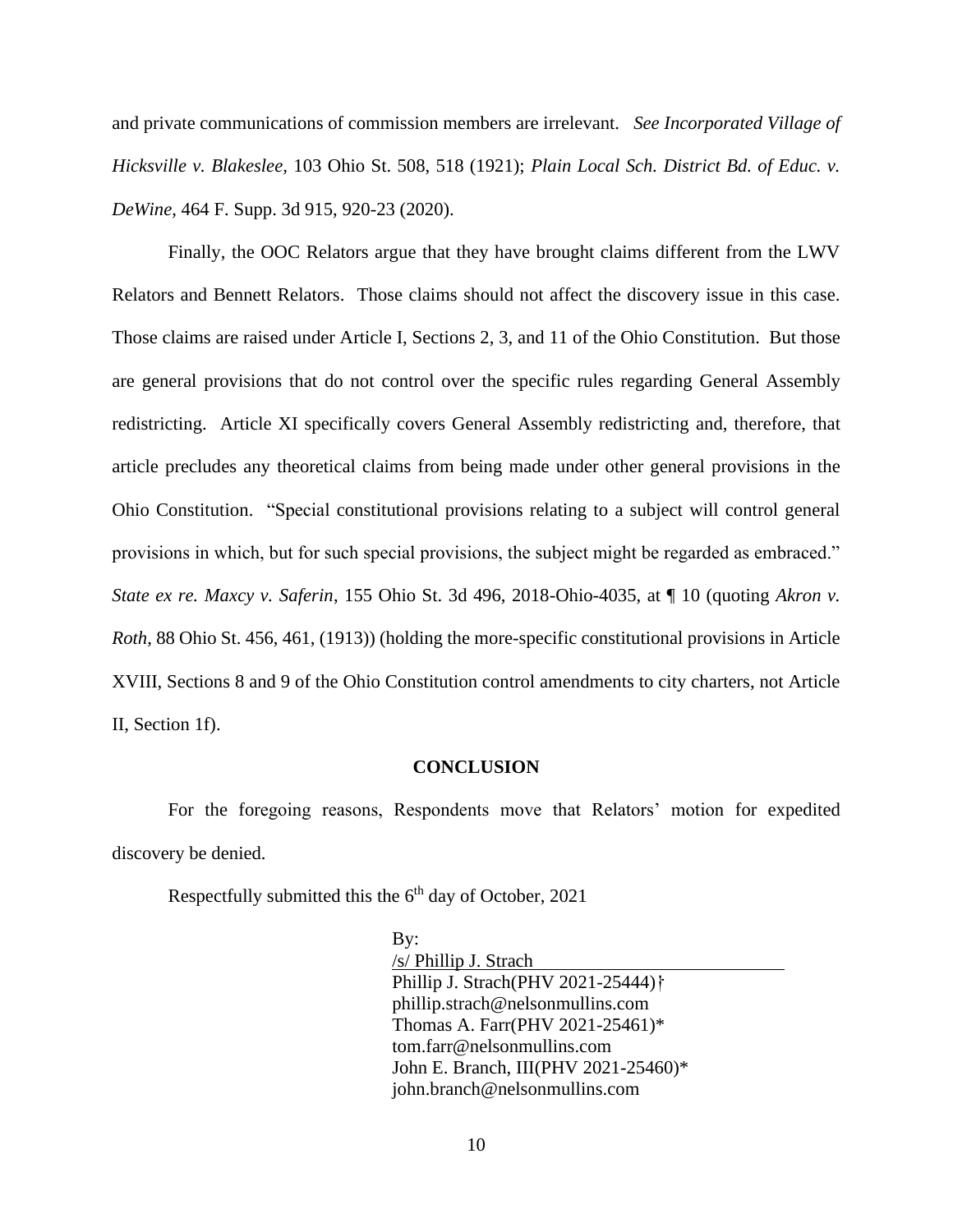and private communications of commission members are irrelevant. *See Incorporated Village of Hicksville v. Blakeslee*, 103 Ohio St. 508, 518 (1921); *Plain Local Sch. District Bd. of Educ. v. DeWine*, 464 F. Supp. 3d 915, 920-23 (2020).

Finally, the OOC Relators argue that they have brought claims different from the LWV Relators and Bennett Relators. Those claims should not affect the discovery issue in this case. Those claims are raised under Article I, Sections 2, 3, and 11 of the Ohio Constitution. But those are general provisions that do not control over the specific rules regarding General Assembly redistricting. Article XI specifically covers General Assembly redistricting and, therefore, that article precludes any theoretical claims from being made under other general provisions in the Ohio Constitution. "Special constitutional provisions relating to a subject will control general provisions in which, but for such special provisions, the subject might be regarded as embraced." *State ex re. Maxcy v. Saferin*, 155 Ohio St. 3d 496, 2018-Ohio-4035, at ¶ 10 (quoting *Akron v. Roth*, 88 Ohio St. 456, 461, (1913)) (holding the more-specific constitutional provisions in Article XVIII, Sections 8 and 9 of the Ohio Constitution control amendments to city charters, not Article II, Section 1f).

## CONCLUSION

For the foregoing reasons, Respondents move that Relators' motion for expedited discovery be denied.

Respectfully submitted this the 6th day of October, 2021

By:
/s/ Phillip J. Strach
Phillip J. Strach(PHV 2021-25444)†
phillip.strach@nelsonmullins.com
Thomas A. Farr(PHV 2021-25461)*
tom.farr@nelsonmullins.com
John E. Branch, III(PHV 2021-25460)*
john.branch@nelsonmullins.com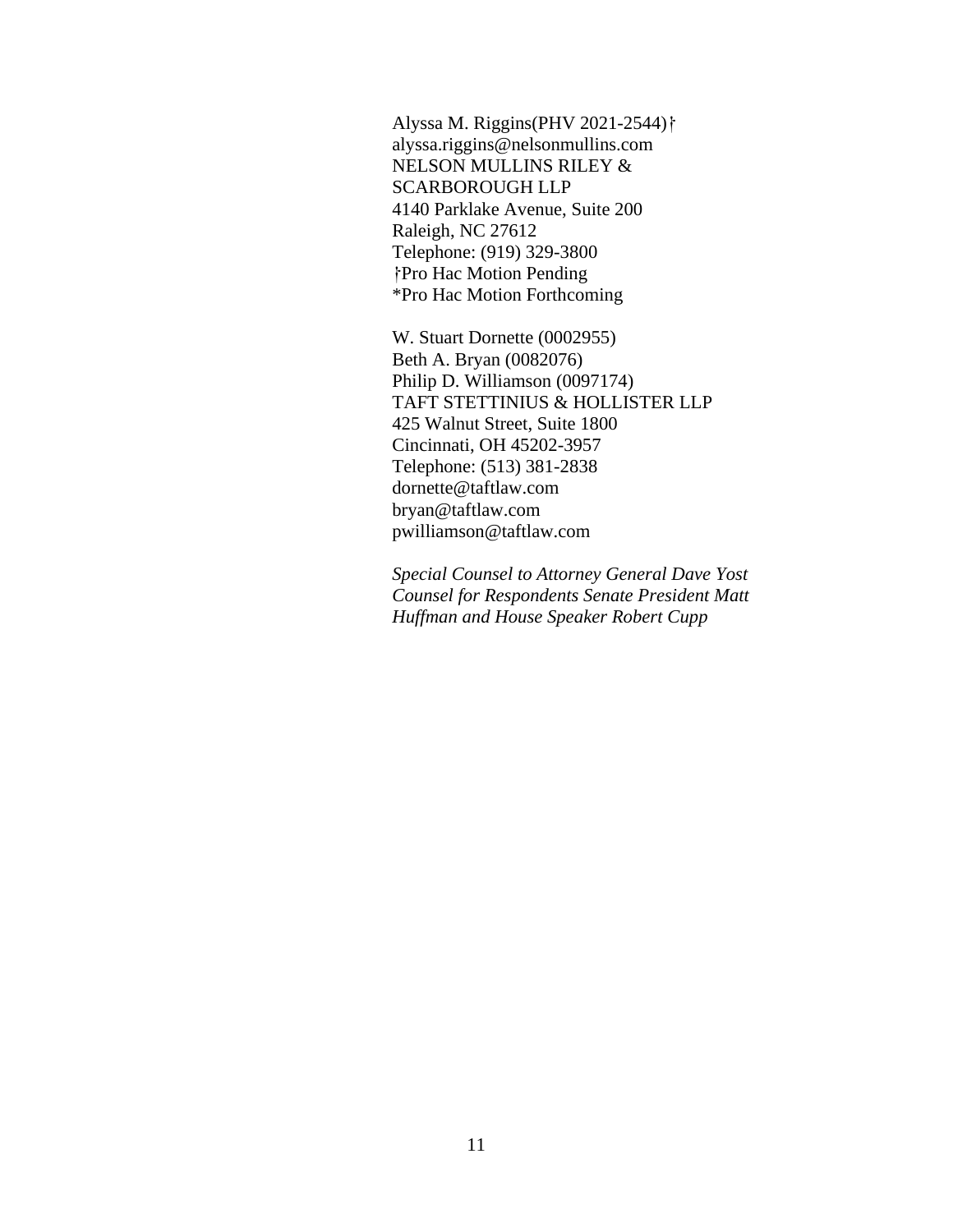Alyssa M. Riggins(PHV 2021-2544)ⱡ
alyssa.riggins@nelsonmullins.com
NELSON MULLINS RILEY &
SCARBOROUGH LLP
4140 Parklake Avenue, Suite 200
Raleigh, NC 27612
Telephone: (919) 329-3800
ⱡPro Hac Motion Pending
*Pro Hac Motion Forthcoming

W. Stuart Dornette (0002955)
Beth A. Bryan (0082076)
Philip D. Williamson (0097174)
TAFT STETTINIUS & HOLLISTER LLP
425 Walnut Street, Suite 1800
Cincinnati, OH 45202-3957
Telephone: (513) 381-2838
dornette@taftlaw.com
bryan@taftlaw.com
pwilliamson@taftlaw.com

*Special Counsel to Attorney General Dave Yost*
*Counsel for Respondents Senate President Matt Huffman and House Speaker Robert Cupp*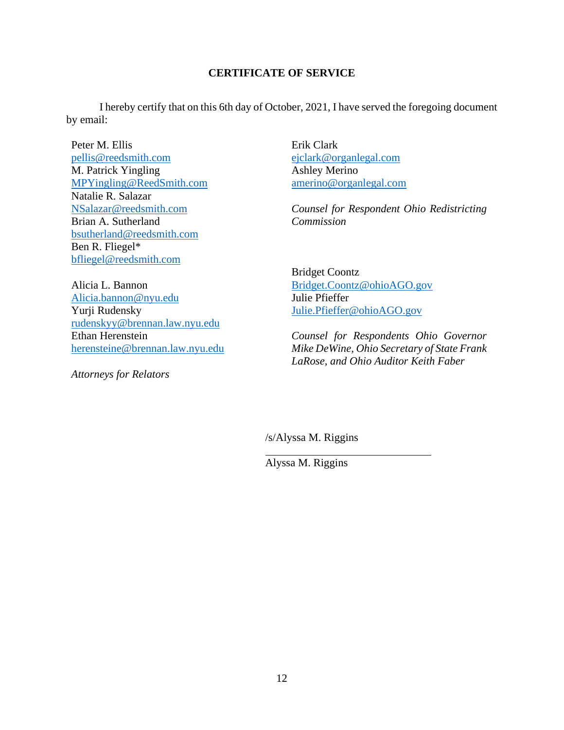**CERTIFICATE OF SERVICE**

I hereby certify that on this 6th day of October, 2021, I have served the foregoing document by email:

Peter M. Ellis
pellis@reedsmith.com
M. Patrick Yingling
MPYingling@ReedSmith.com
Natalie R. Salazar
NSalazar@reedsmith.com
Brian A. Sutherland
bsutherland@reedsmith.com
Ben R. Fliegel*
bfliegel@reedsmith.com

Alicia L. Bannon
Alicia.bannon@nyu.edu
Yurji Rudensky
rudenskyy@brennan.law.nyu.edu
Ethan Herenstein
herensteine@brennan.law.nyu.edu

*Attorneys for Relators*

Erik Clark
ejclark@organlegal.com
Ashley Merino
amerino@organlegal.com

*Counsel for Respondent Ohio Redistricting Commission*

Bridget Coontz
Bridget.Coontz@ohioAGO.gov
Julie Pfieffer
Julie.Pfieffer@ohioAGO.gov

*Counsel for Respondents Ohio Governor Mike DeWine, Ohio Secretary of State Frank LaRose, and Ohio Auditor Keith Faber*

/s/Alyssa M. Riggins

Alyssa M. Riggins